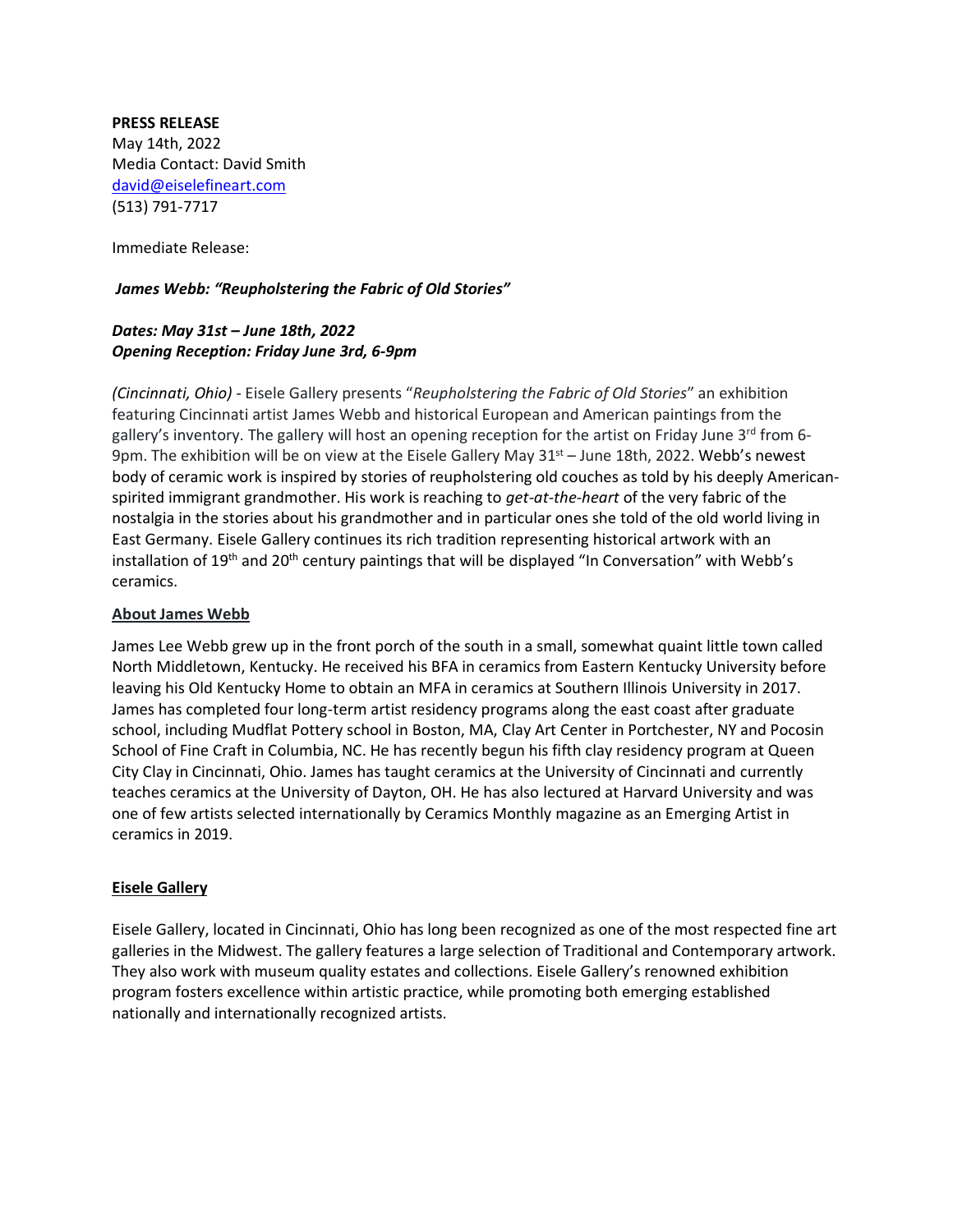**PRESS RELEASE**
May 14th, 2022
Media Contact: David Smith
david@eiselefineart.com
(513) 791-7717

Immediate Release:

***James Webb: "Reupholstering the Fabric of Old Stories"***

***Dates: May 31st – June 18th, 2022***
***Opening Reception: Friday June 3rd, 6-9pm***

*(Cincinnati, Ohio)* - Eisele Gallery presents "*Reupholstering the Fabric of Old Stories*" an exhibition featuring Cincinnati artist James Webb and historical European and American paintings from the gallery's inventory. The gallery will host an opening reception for the artist on Friday June 3rd from 6-9pm. The exhibition will be on view at the Eisele Gallery May 31st – June 18th, 2022. Webb's newest body of ceramic work is inspired by stories of reupholstering old couches as told by his deeply American-spirited immigrant grandmother. His work is reaching to *get-at-the-heart* of the very fabric of the nostalgia in the stories about his grandmother and in particular ones she told of the old world living in East Germany. Eisele Gallery continues its rich tradition representing historical artwork with an installation of 19th and 20th century paintings that will be displayed "In Conversation" with Webb's ceramics.

**About James Webb**

James Lee Webb grew up in the front porch of the south in a small, somewhat quaint little town called North Middletown, Kentucky. He received his BFA in ceramics from Eastern Kentucky University before leaving his Old Kentucky Home to obtain an MFA in ceramics at Southern Illinois University in 2017. James has completed four long-term artist residency programs along the east coast after graduate school, including Mudflat Pottery school in Boston, MA, Clay Art Center in Portchester, NY and Pocosin School of Fine Craft in Columbia, NC. He has recently begun his fifth clay residency program at Queen City Clay in Cincinnati, Ohio. James has taught ceramics at the University of Cincinnati and currently teaches ceramics at the University of Dayton, OH. He has also lectured at Harvard University and was one of few artists selected internationally by Ceramics Monthly magazine as an Emerging Artist in ceramics in 2019.

**Eisele Gallery**

Eisele Gallery, located in Cincinnati, Ohio has long been recognized as one of the most respected fine art galleries in the Midwest. The gallery features a large selection of Traditional and Contemporary artwork. They also work with museum quality estates and collections. Eisele Gallery's renowned exhibition program fosters excellence within artistic practice, while promoting both emerging established nationally and internationally recognized artists.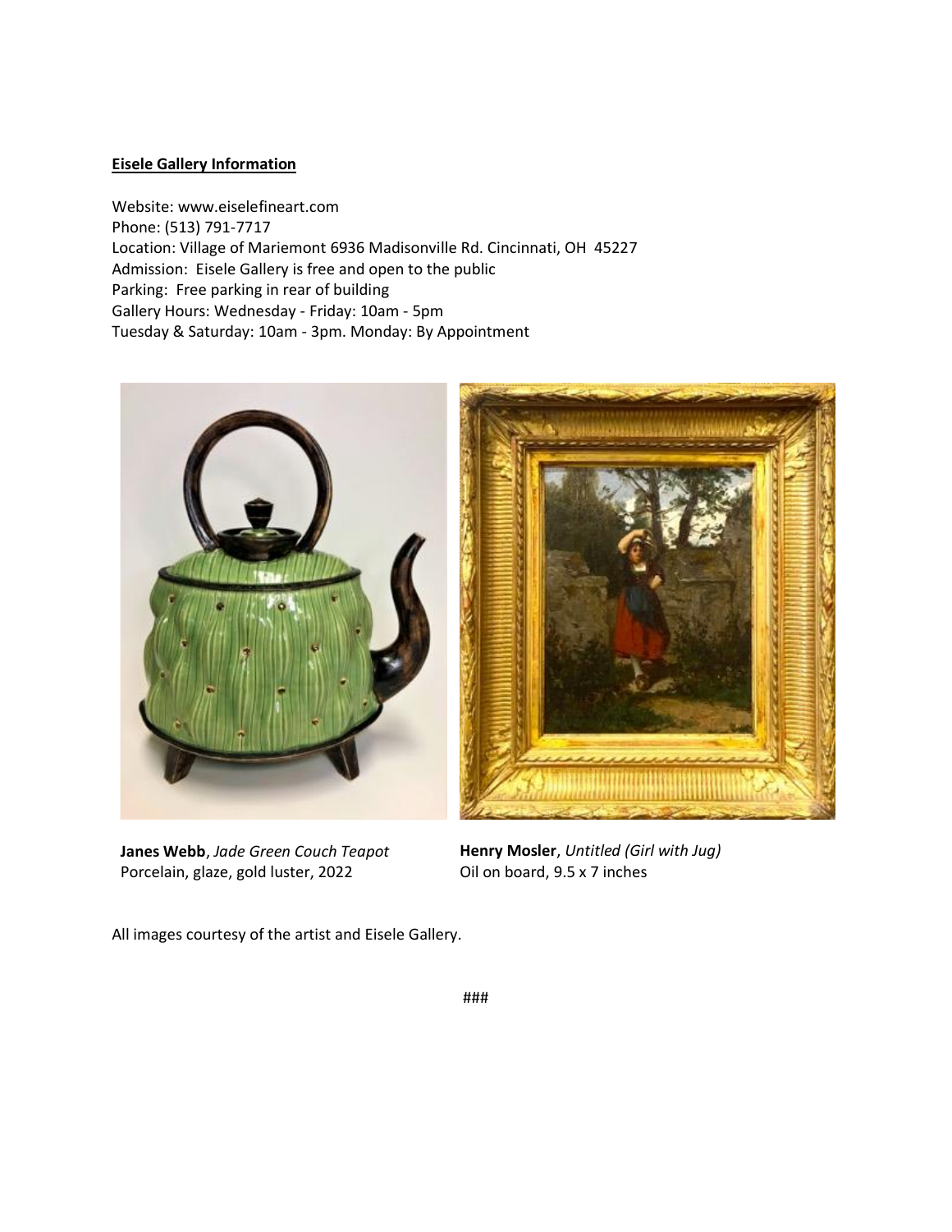**Eisele Gallery Information**

Website: www.eiselefineart.com
Phone: (513) 791-7717
Location: Village of Mariemont 6936 Madisonville Rd. Cincinnati, OH 45227
Admission: Eisele Gallery is free and open to the public
Parking: Free parking in rear of building
Gallery Hours: Wednesday - Friday: 10am - 5pm
Tuesday & Saturday: 10am - 3pm. Monday: By Appointment

**Janes Webb**, *Jade Green Couch Teapot*
Porcelain, glaze, gold luster, 2022

**Henry Mosler**, *Untitled (Girl with Jug)*
Oil on board, 9.5 x 7 inches

All images courtesy of the artist and Eisele Gallery.

###